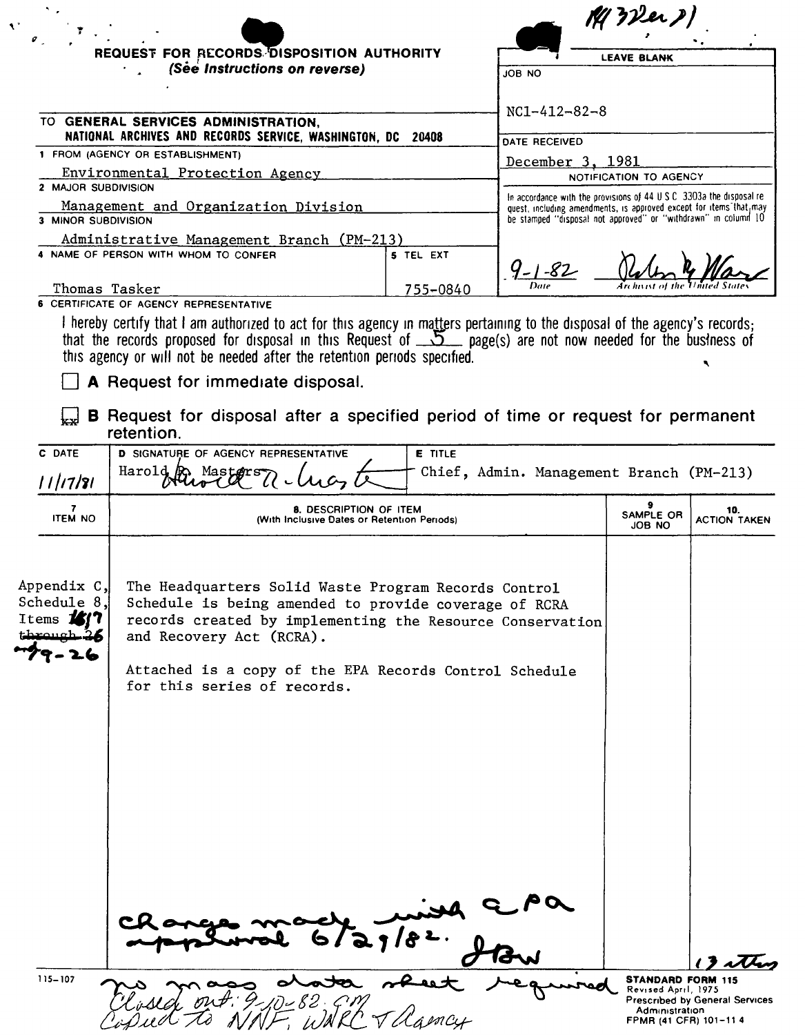N1 32ea 81

**REQUEST FOR RECORDS DISPOSITION AUTHORITY**
*(See Instructions on reverse)*

| LEAVE BLANK |
|---|
| JOB NO: NC1-412-82-8 |
| DATE RECEIVED: December 3, 1981 |
| NOTIFICATION TO AGENCY: In accordance with the provisions of 44 U.S.C. 3303a the disposal request, including amendments, is approved except for items that may be stamped "disposal not approved" or "withdrawn" in column 10 |
| 9-1-82 — Date; Archivist of the United States (signature) |

TO **GENERAL SERVICES ADMINISTRATION, NATIONAL ARCHIVES AND RECORDS SERVICE, WASHINGTON, DC 20408**

1 FROM (AGENCY OR ESTABLISHMENT): Environmental Protection Agency

2 MAJOR SUBDIVISION: Management and Organization Division

3 MINOR SUBDIVISION: Administrative Management Branch (PM-213)

4 NAME OF PERSON WITH WHOM TO CONFER: Thomas Tasker

5 TEL EXT: 755-0840

6 CERTIFICATE OF AGENCY REPRESENTATIVE

I hereby certify that I am authorized to act for this agency in matters pertaining to the disposal of the agency's records; that the records proposed for disposal in this Request of 5 page(s) are not now needed for the business of this agency or will not be needed after the retention periods specified.

☐ **A** Request for immediate disposal.

☒ **B** Request for disposal after a specified period of time or request for permanent retention.

| C DATE | D SIGNATURE OF AGENCY REPRESENTATIVE | E TITLE |
|---|---|---|
| 11/17/81 | Harold R. Masters | Chief, Admin. Management Branch (PM-213) |

| 7 ITEM NO | 8. DESCRIPTION OF ITEM (With Inclusive Dates or Retention Periods) | 9 SAMPLE OR JOB NO | 10. ACTION TAKEN |
|---|---|---|---|
| Appendix C, Schedule 8, Items ~~16~~17 ~~through 26~~ and 19-26 | The Headquarters Solid Waste Program Records Control Schedule is being amended to provide coverage of RCRA records created by implementing the Resource Conservation and Recovery Act (RCRA).<br><br>Attached is a copy of the EPA Records Control Schedule for this series of records.<br><br>change made with EPA approval 6/29/82. JBW | | 13 items |

no mass data sheet required

Closed out: 9-10-82 GM
Copied to NNF, WNRC & Agency

115-107

**STANDARD FORM 115**
Revised April, 1975
Prescribed by General Services Administration
FPMR (41 CFR) 101-11.4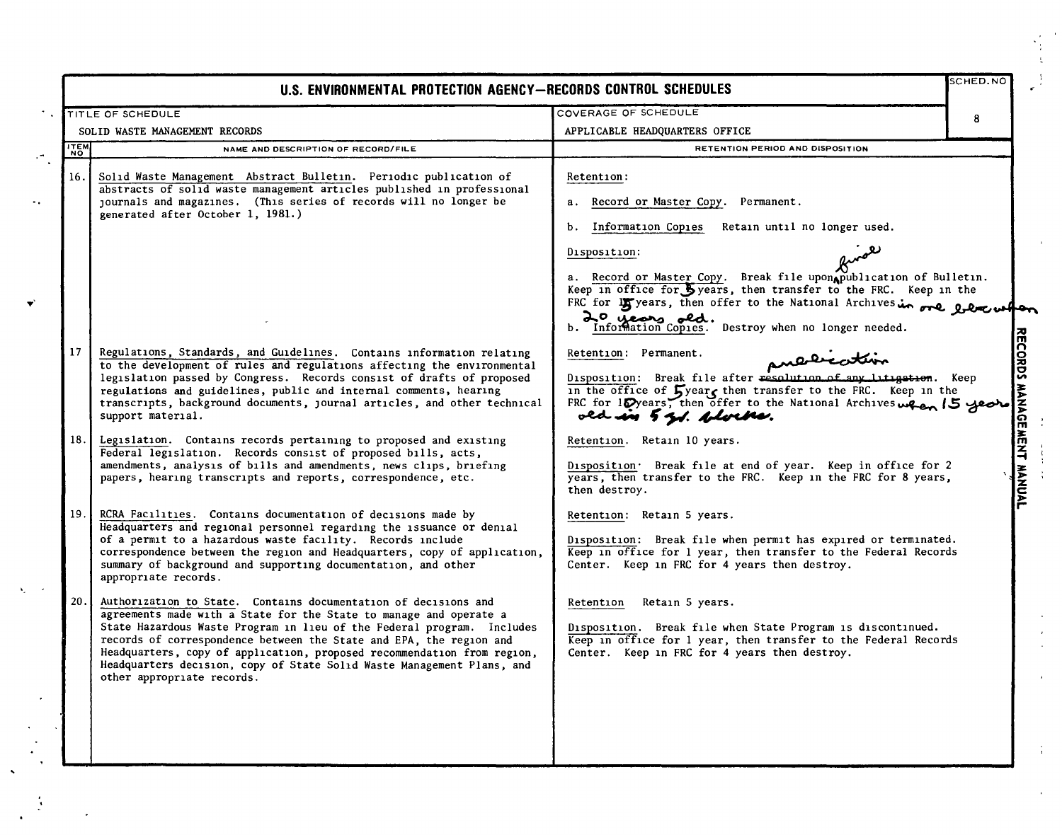# U.S. ENVIRONMENTAL PROTECTION AGENCY—RECORDS CONTROL SCHEDULES

| TITLE OF SCHEDULE | COVERAGE OF SCHEDULE | SCHED. NO |
|---|---|---|
| SOLID WASTE MANAGEMENT RECORDS | APPLICABLE HEADQUARTERS OFFICE | 8 |

| ITEM NO | NAME AND DESCRIPTION OF RECORD/FILE | RETENTION PERIOD AND DISPOSITION |
|---|---|---|
| 16. | Solid Waste Management Abstract Bulletin. Periodic publication of abstracts of solid waste management articles published in professional journals and magazines. (This series of records will no longer be generated after October 1, 1981.) | Retention: <br><br> a. Record or Master Copy. Permanent. <br><br> b. Information Copies Retain until no longer used. <br><br> Disposition: <br><br> a. Record or Master Copy. Break file upon final publication of Bulletin. Keep in office for 5 years, then transfer to the FRC. Keep in the FRC for 15 years, then offer to the National Archives in one block when 20 years old. <br><br> b. Information Copies. Destroy when no longer needed. |
| 17 | Regulations, Standards, and Guidelines. Contains information relating to the development of rules and regulations affecting the environmental legislation passed by Congress. Records consist of drafts of proposed regulations and guidelines, public and internal comments, hearing transcripts, background documents, journal articles, and other technical support material. | Retention: Permanent. <br><br> Disposition: Break file after ~~resolution of any litigation~~ publication. Keep in the office of 5 years then transfer to the FRC. Keep in the FRC for 10 years, then offer to the National Archives when 15 years old in 5 yr. blocks. |
| 18. | Legislation. Contains records pertaining to proposed and existing Federal legislation. Records consist of proposed bills, acts, amendments, analysis of bills and amendments, news clips, briefing papers, hearing transcripts and reports, correspondence, etc. | Retention. Retain 10 years. <br><br> Disposition: Break file at end of year. Keep in office for 2 years, then transfer to the FRC. Keep in the FRC for 8 years, then destroy. |
| 19. | RCRA Facilities. Contains documentation of decisions made by Headquarters and regional personnel regarding the issuance or denial of a permit to a hazardous waste facility. Records include correspondence between the region and Headquarters, copy of application, summary of background and supporting documentation, and other appropriate records. | Retention: Retain 5 years. <br><br> Disposition: Break file when permit has expired or terminated. Keep in office for 1 year, then transfer to the Federal Records Center. Keep in FRC for 4 years then destroy. |
| 20. | Authorization to State. Contains documentation of decisions and agreements made with a State for the State to manage and operate a State Hazardous Waste Program in lieu of the Federal program. Includes records of correspondence between the State and EPA, the region and Headquarters, copy of application, proposed recommendation from region, Headquarters decision, copy of State Solid Waste Management Plans, and other appropriate records. | Retention Retain 5 years. <br><br> Disposition. Break file when State Program is discontinued. Keep in office for 1 year, then transfer to the Federal Records Center. Keep in FRC for 4 years then destroy. |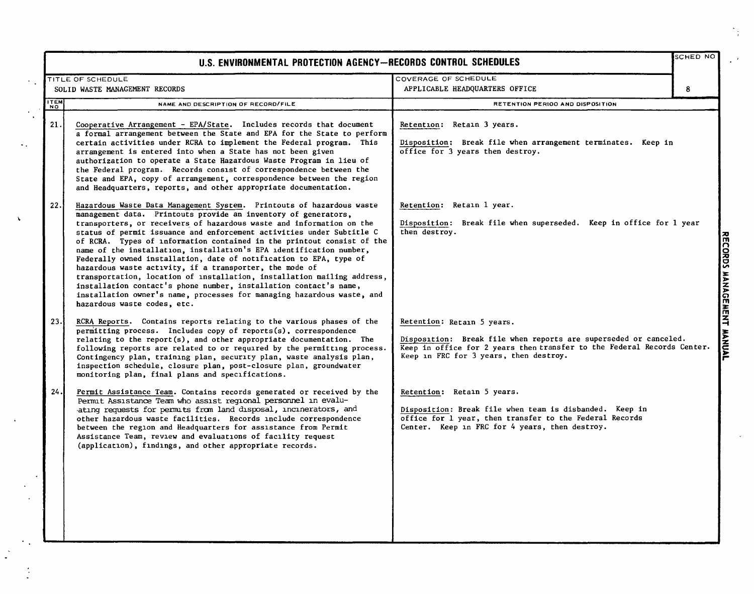# U.S. ENVIRONMENTAL PROTECTION AGENCY—RECORDS CONTROL SCHEDULES

| TITLE OF SCHEDULE | COVERAGE OF SCHEDULE | SCHED NO |
|---|---|---|
| SOLID WASTE MANAGEMENT RECORDS | APPLICABLE HEADQUARTERS OFFICE | 8 |

| ITEM NO | NAME AND DESCRIPTION OF RECORD/FILE | RETENTION PERIOD AND DISPOSITION |
|---|---|---|
| 21. | Cooperative Arrangement - EPA/State. Includes records that document a formal arrangement between the State and EPA for the State to perform certain activities under RCRA to implement the Federal program. This arrangement is entered into when a State has not been given authorization to operate a State Hazardous Waste Program in lieu of the Federal program. Records consist of correspondence between the State and EPA, copy of arrangement, correspondence between the region and Headquarters, reports, and other appropriate documentation. | Retention: Retain 3 years.<br><br>Disposition: Break file when arrangement terminates. Keep in office for 3 years then destroy. |
| 22. | Hazardous Waste Data Management System. Printouts of hazardous waste management data. Printouts provide an inventory of generators, transporters, or receivers of hazardous waste and information on the status of permit issuance and enforcement activities under Subtitle C of RCRA. Types of information contained in the printout consist of the name of the installation, installation's EPA identification number, Federally owned installation, date of notification to EPA, type of hazardous waste activity, if a transporter, the mode of transportation, location of installation, installation mailing address, installation contact's phone number, installation contact's name, installation owner's name, processes for managing hazardous waste, and hazardous waste codes, etc. | Retention: Retain 1 year.<br><br>Disposition: Break file when superseded. Keep in office for 1 year then destroy. |
| 23. | RCRA Reports. Contains reports relating to the various phases of the permitting process. Includes copy of reports(s), correspondence relating to the report(s), and other appropriate documentation. The following reports are related to or required by the permitting process. Contingency plan, training plan, security plan, waste analysis plan, inspection schedule, closure plan, post-closure plan, groundwater monitoring plan, final plans and specifications. | Retention: Retain 5 years.<br><br>Disposition: Break file when reports are superseded or canceled. Keep in office for 2 years then transfer to the Federal Records Center. Keep in FRC for 3 years, then destroy. |
| 24. | Permit Assistance Team. Contains records generated or received by the Permit Assistance Team who assist regional personnel in evaluating requests for permits from land disposal, incinerators, and other hazardous waste facilities. Records include correspondence between the region and Headquarters for assistance from Permit Assistance Team, review and evaluations of facility request (application), findings, and other appropriate records. | Retention: Retain 5 years.<br><br>Disposition: Break file when team is disbanded. Keep in office for 1 year, then transfer to the Federal Records Center. Keep in FRC for 4 years, then destroy. |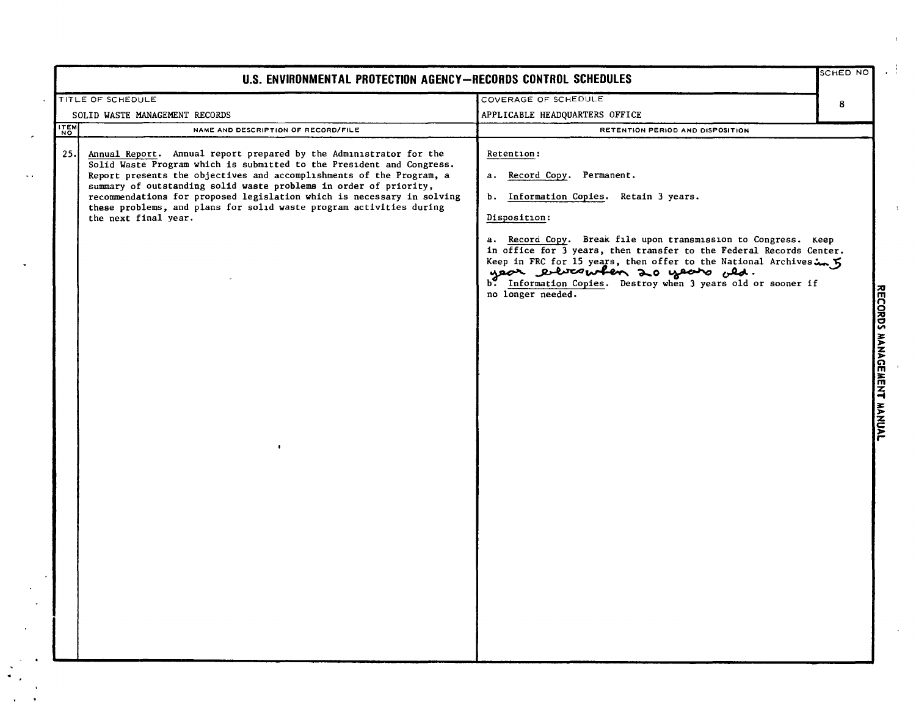# U.S. ENVIRONMENTAL PROTECTION AGENCY—RECORDS CONTROL SCHEDULES

| TITLE OF SCHEDULE | COVERAGE OF SCHEDULE | SCHED NO |
|---|---|---|
| SOLID WASTE MANAGEMENT RECORDS | APPLICABLE HEADQUARTERS OFFICE | 8 |

| ITEM NO | NAME AND DESCRIPTION OF RECORD/FILE | RETENTION PERIOD AND DISPOSITION |
|---|---|---|
| 25. | Annual Report. Annual report prepared by the Administrator for the Solid Waste Program which is submitted to the President and Congress. Report presents the objectives and accomplishments of the Program, a summary of outstanding solid waste problems in order of priority, recommendations for proposed legislation which is necessary in solving these problems, and plans for solid waste program activities during the next final year. | Retention:<br><br>a. Record Copy. Permanent.<br><br>b. Information Copies. Retain 3 years.<br><br>Disposition:<br><br>a. Record Copy. Break file upon transmission to Congress. Keep in office for 3 years, then transfer to the Federal Records Center. Keep in FRC for 15 years, then offer to the National Archives in 5 year blocks when 20 years old.<br><br>b. Information Copies. Destroy when 3 years old or sooner if no longer needed. |

RECORDS MANAGEMENT MANUAL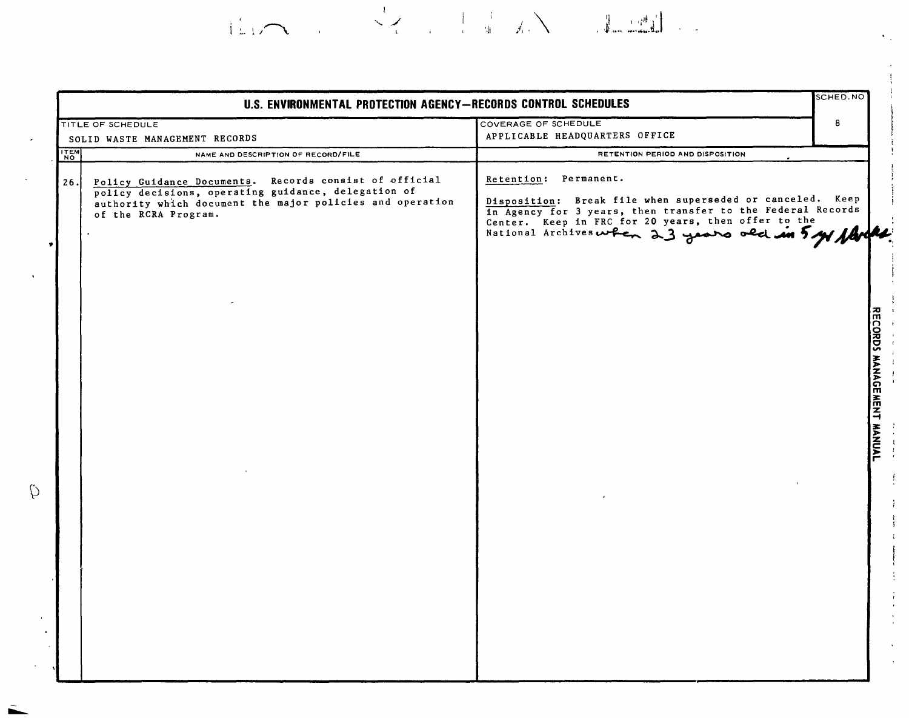# U.S. ENVIRONMENTAL PROTECTION AGENCY—RECORDS CONTROL SCHEDULES

| TITLE OF SCHEDULE | COVERAGE OF SCHEDULE | SCHED. NO |
|---|---|---|
| SOLID WASTE MANAGEMENT RECORDS | APPLICABLE HEADQUARTERS OFFICE | 8 |

| ITEM NO | NAME AND DESCRIPTION OF RECORD/FILE | RETENTION PERIOD AND DISPOSITION |
|---|---|---|
| 26. | Policy Guidance Documents. Records consist of official policy decisions, operating guidance, delegation of authority which document the major policies and operation of the RCRA Program. | Retention: Permanent.<br><br>Disposition: Break file when superseded or canceled. Keep in Agency for 3 years, then transfer to the Federal Records Center. Keep in FRC for 20 years, then offer to the National Archives when 23 years old in 5 yr blocks. |